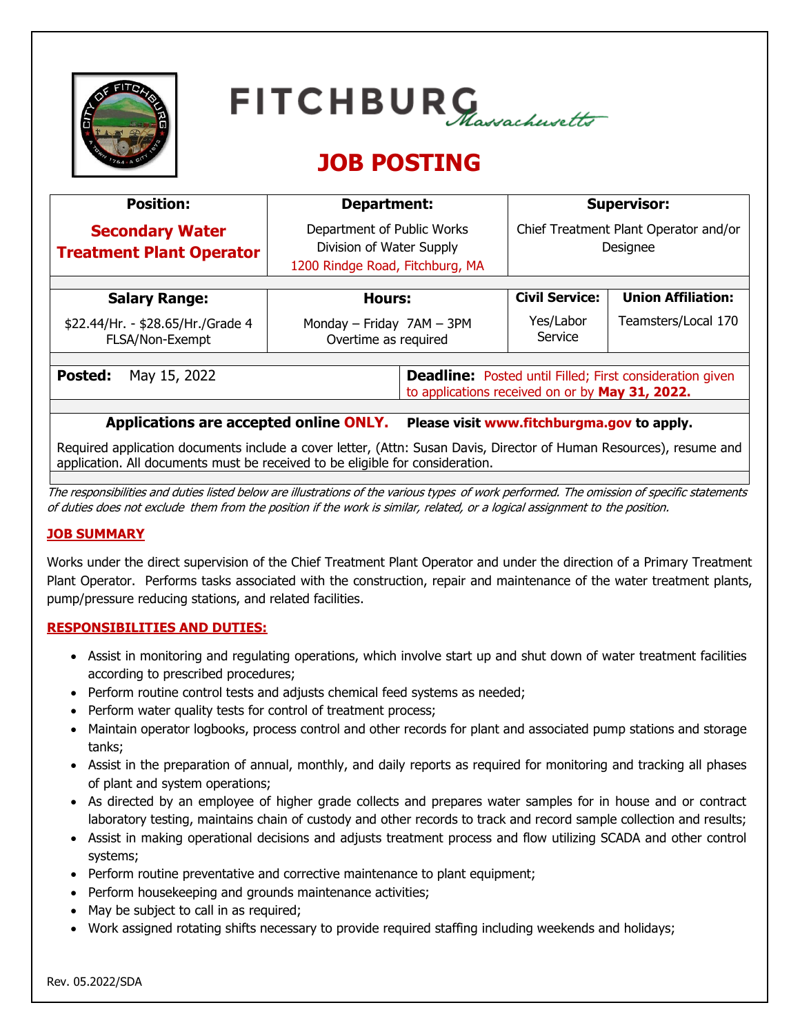# FITCHBURG *Massachusetts*

## JOB POSTING

| Position: | Department: | Supervisor: | |
|---|---|---|---|
| **Secondary Water Treatment Plant Operator** | Department of Public Works Division of Water Supply 1200 Rindge Road, Fitchburg, MA | Chief Treatment Plant Operator and/or Designee | |
| **Salary Range:** | **Hours:** | **Civil Service:** | **Union Affiliation:** |
| $22.44/Hr. - $28.65/Hr./Grade 4 FLSA/Non-Exempt | Monday – Friday 7AM – 3PM Overtime as required | Yes/Labor Service | Teamsters/Local 170 |

**Posted:** May 15, 2022

**Deadline:** Posted until Filled; First consideration given to applications received on or by **May 31, 2022.**

**Applications are accepted online ONLY. Please visit www.fitchburgma.gov to apply.**

Required application documents include a cover letter, (Attn: Susan Davis, Director of Human Resources), resume and application. All documents must be received to be eligible for consideration.

*The responsibilities and duties listed below are illustrations of the various types of work performed. The omission of specific statements of duties does not exclude them from the position if the work is similar, related, or a logical assignment to the position.*

### JOB SUMMARY

Works under the direct supervision of the Chief Treatment Plant Operator and under the direction of a Primary Treatment Plant Operator. Performs tasks associated with the construction, repair and maintenance of the water treatment plants, pump/pressure reducing stations, and related facilities.

### RESPONSIBILITIES AND DUTIES:

- Assist in monitoring and regulating operations, which involve start up and shut down of water treatment facilities according to prescribed procedures;
- Perform routine control tests and adjusts chemical feed systems as needed;
- Perform water quality tests for control of treatment process;
- Maintain operator logbooks, process control and other records for plant and associated pump stations and storage tanks;
- Assist in the preparation of annual, monthly, and daily reports as required for monitoring and tracking all phases of plant and system operations;
- As directed by an employee of higher grade collects and prepares water samples for in house and or contract laboratory testing, maintains chain of custody and other records to track and record sample collection and results;
- Assist in making operational decisions and adjusts treatment process and flow utilizing SCADA and other control systems;
- Perform routine preventative and corrective maintenance to plant equipment;
- Perform housekeeping and grounds maintenance activities;
- May be subject to call in as required;
- Work assigned rotating shifts necessary to provide required staffing including weekends and holidays;

Rev. 05.2022/SDA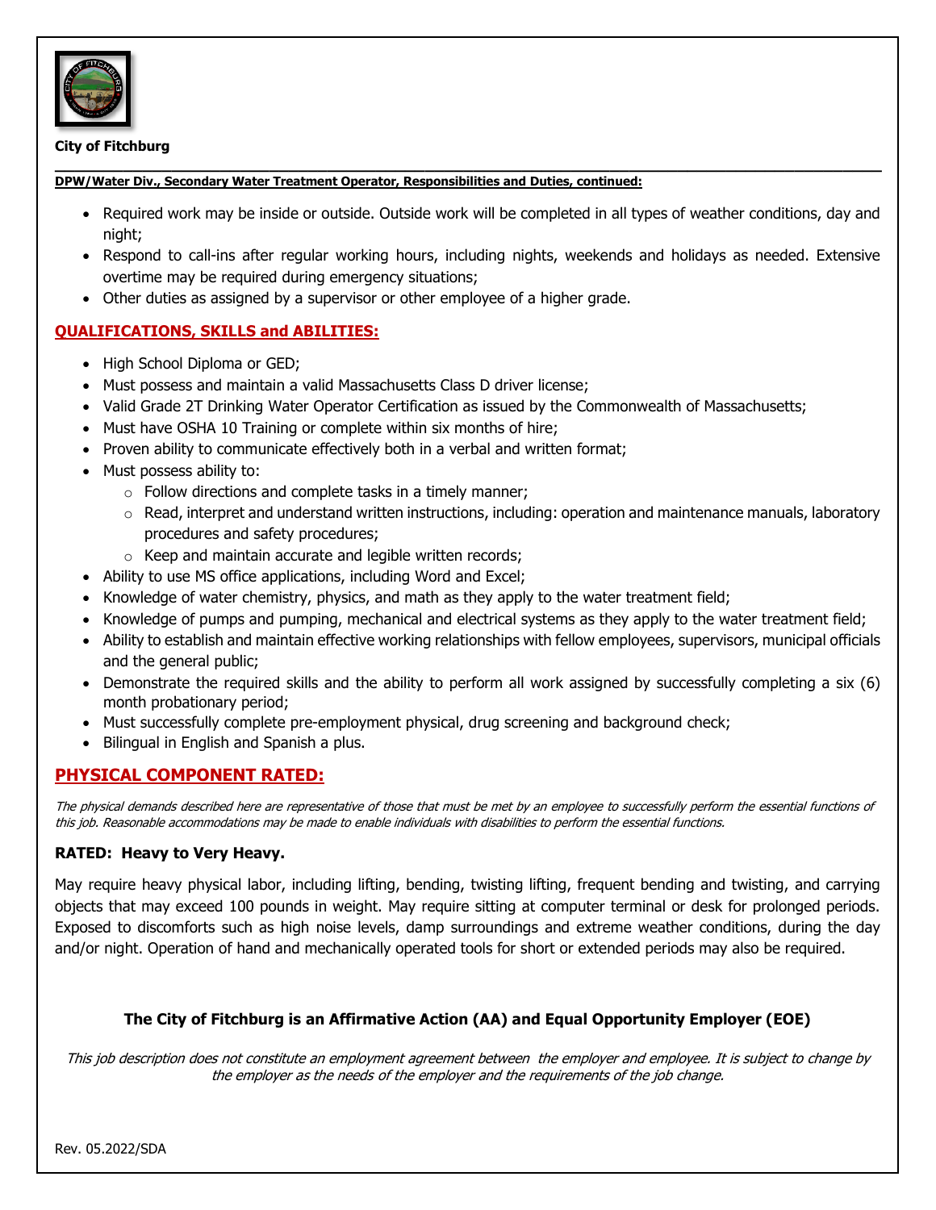**City of Fitchburg**

**DPW/Water Div., Secondary Water Treatment Operator, Responsibilities and Duties, continued:**

- Required work may be inside or outside. Outside work will be completed in all types of weather conditions, day and night;
- Respond to call-ins after regular working hours, including nights, weekends and holidays as needed. Extensive overtime may be required during emergency situations;
- Other duties as assigned by a supervisor or other employee of a higher grade.

## QUALIFICATIONS, SKILLS and ABILITIES:

- High School Diploma or GED;
- Must possess and maintain a valid Massachusetts Class D driver license;
- Valid Grade 2T Drinking Water Operator Certification as issued by the Commonwealth of Massachusetts;
- Must have OSHA 10 Training or complete within six months of hire;
- Proven ability to communicate effectively both in a verbal and written format;
- Must possess ability to:
  - Follow directions and complete tasks in a timely manner;
  - Read, interpret and understand written instructions, including: operation and maintenance manuals, laboratory procedures and safety procedures;
  - Keep and maintain accurate and legible written records;
- Ability to use MS office applications, including Word and Excel;
- Knowledge of water chemistry, physics, and math as they apply to the water treatment field;
- Knowledge of pumps and pumping, mechanical and electrical systems as they apply to the water treatment field;
- Ability to establish and maintain effective working relationships with fellow employees, supervisors, municipal officials and the general public;
- Demonstrate the required skills and the ability to perform all work assigned by successfully completing a six (6) month probationary period;
- Must successfully complete pre-employment physical, drug screening and background check;
- Bilingual in English and Spanish a plus.

## PHYSICAL COMPONENT RATED:

*The physical demands described here are representative of those that must be met by an employee to successfully perform the essential functions of this job. Reasonable accommodations may be made to enable individuals with disabilities to perform the essential functions.*

**RATED: Heavy to Very Heavy.**

May require heavy physical labor, including lifting, bending, twisting lifting, frequent bending and twisting, and carrying objects that may exceed 100 pounds in weight. May require sitting at computer terminal or desk for prolonged periods. Exposed to discomforts such as high noise levels, damp surroundings and extreme weather conditions, during the day and/or night. Operation of hand and mechanically operated tools for short or extended periods may also be required.

**The City of Fitchburg is an Affirmative Action (AA) and Equal Opportunity Employer (EOE)**

*This job description does not constitute an employment agreement between the employer and employee. It is subject to change by the employer as the needs of the employer and the requirements of the job change.*

Rev. 05.2022/SDA